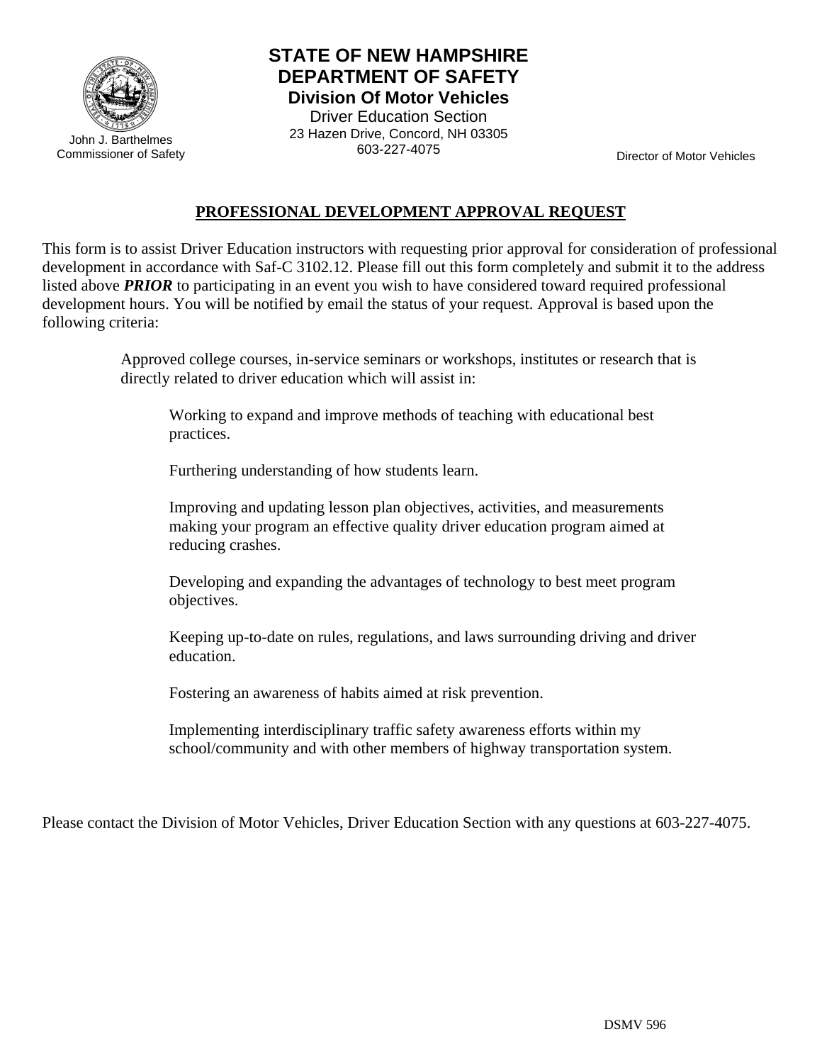John J. Barthelmes
Commissioner of Safety

**STATE OF NEW HAMPSHIRE**
**DEPARTMENT OF SAFETY**
**Division Of Motor Vehicles**
Driver Education Section
23 Hazen Drive, Concord, NH 03305
603-227-4075

Director of Motor Vehicles

## PROFESSIONAL DEVELOPMENT APPROVAL REQUEST

This form is to assist Driver Education instructors with requesting prior approval for consideration of professional development in accordance with Saf-C 3102.12. Please fill out this form completely and submit it to the address listed above ***PRIOR*** to participating in an event you wish to have considered toward required professional development hours. You will be notified by email the status of your request. Approval is based upon the following criteria:

> Approved college courses, in-service seminars or workshops, institutes or research that is directly related to driver education which will assist in:
>
> > Working to expand and improve methods of teaching with educational best practices.
> >
> > Furthering understanding of how students learn.
> >
> > Improving and updating lesson plan objectives, activities, and measurements making your program an effective quality driver education program aimed at reducing crashes.
> >
> > Developing and expanding the advantages of technology to best meet program objectives.
> >
> > Keeping up-to-date on rules, regulations, and laws surrounding driving and driver education.
> >
> > Fostering an awareness of habits aimed at risk prevention.
> >
> > Implementing interdisciplinary traffic safety awareness efforts within my school/community and with other members of highway transportation system.

Please contact the Division of Motor Vehicles, Driver Education Section with any questions at 603-227-4075.

DSMV 596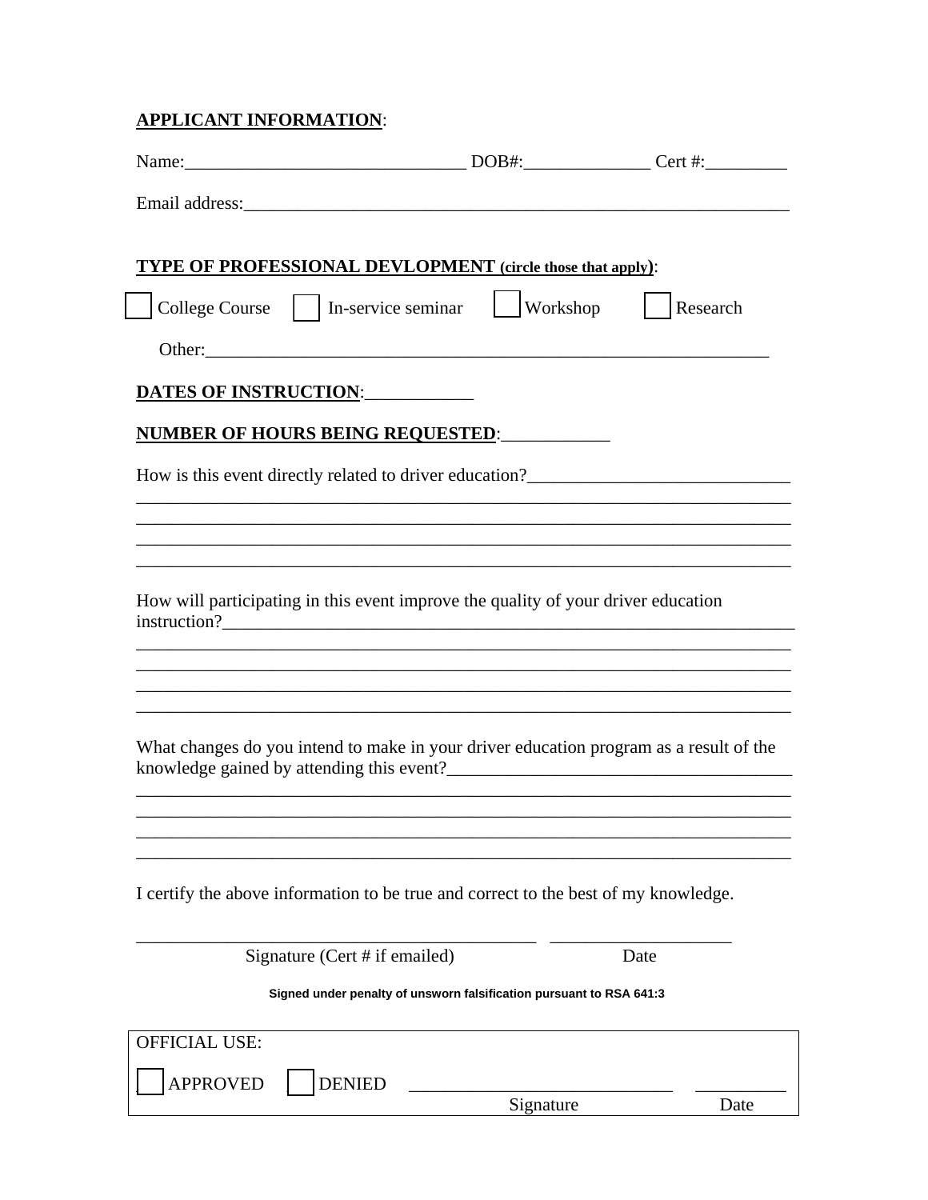**APPLICANT INFORMATION**:

Name:______________________________ DOB#:______________ Cert #:_________

Email address:_____________________________________________________________

**TYPE OF PROFESSIONAL DEVLOPMENT (circle those that apply)**:

☐ College Course ☐ In-service seminar ☐ Workshop ☐ Research

Other:______________________________________________________________

**DATES OF INSTRUCTION**:____________

**NUMBER OF HOURS BEING REQUESTED**:____________

How is this event directly related to driver education?_____________________________
__________________________________________________________________________
__________________________________________________________________________
__________________________________________________________________________
__________________________________________________________________________

How will participating in this event improve the quality of your driver education instruction?__________________________________________________________________
__________________________________________________________________________
__________________________________________________________________________
__________________________________________________________________________
__________________________________________________________________________

What changes do you intend to make in your driver education program as a result of the knowledge gained by attending this event?_______________________________________
__________________________________________________________________________
__________________________________________________________________________
__________________________________________________________________________
__________________________________________________________________________

I certify the above information to be true and correct to the best of my knowledge.

_____________________________________________ ____________________
Signature (Cert # if emailed) Date

**Signed under penalty of unsworn falsification pursuant to RSA 641:3**

OFFICIAL USE:

☐ APPROVED ☐ DENIED _____________________________ __________
Signature Date